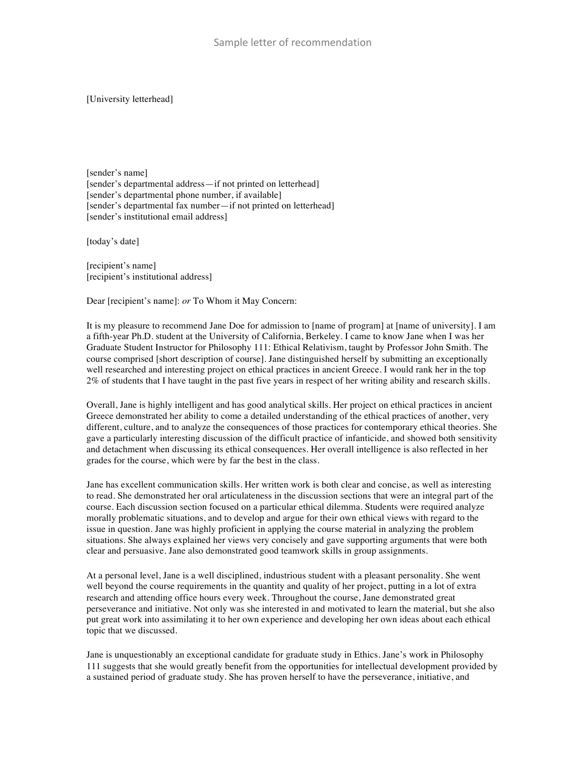# Sample letter of recommendation

[University letterhead]

[sender's name]
[sender's departmental address—if not printed on letterhead]
[sender's departmental phone number, if available]
[sender's departmental fax number—if not printed on letterhead]
[sender's institutional email address]

[today's date]

[recipient's name]
[recipient's institutional address]

Dear [recipient's name]: *or* To Whom it May Concern:

It is my pleasure to recommend Jane Doe for admission to [name of program] at [name of university]. I am a fifth-year Ph.D. student at the University of California, Berkeley. I came to know Jane when I was her Graduate Student Instructor for Philosophy 111: Ethical Relativism, taught by Professor John Smith. The course comprised [short description of course]. Jane distinguished herself by submitting an exceptionally well researched and interesting project on ethical practices in ancient Greece. I would rank her in the top 2% of students that I have taught in the past five years in respect of her writing ability and research skills.

Overall, Jane is highly intelligent and has good analytical skills. Her project on ethical practices in ancient Greece demonstrated her ability to come a detailed understanding of the ethical practices of another, very different, culture, and to analyze the consequences of those practices for contemporary ethical theories. She gave a particularly interesting discussion of the difficult practice of infanticide, and showed both sensitivity and detachment when discussing its ethical consequences. Her overall intelligence is also reflected in her grades for the course, which were by far the best in the class.

Jane has excellent communication skills. Her written work is both clear and concise, as well as interesting to read. She demonstrated her oral articulateness in the discussion sections that were an integral part of the course. Each discussion section focused on a particular ethical dilemma. Students were required analyze morally problematic situations, and to develop and argue for their own ethical views with regard to the issue in question. Jane was highly proficient in applying the course material in analyzing the problem situations. She always explained her views very concisely and gave supporting arguments that were both clear and persuasive. Jane also demonstrated good teamwork skills in group assignments.

At a personal level, Jane is a well disciplined, industrious student with a pleasant personality. She went well beyond the course requirements in the quantity and quality of her project, putting in a lot of extra research and attending office hours every week. Throughout the course, Jane demonstrated great perseverance and initiative. Not only was she interested in and motivated to learn the material, but she also put great work into assimilating it to her own experience and developing her own ideas about each ethical topic that we discussed.

Jane is unquestionably an exceptional candidate for graduate study in Ethics. Jane's work in Philosophy 111 suggests that she would greatly benefit from the opportunities for intellectual development provided by a sustained period of graduate study. She has proven herself to have the perseverance, initiative, and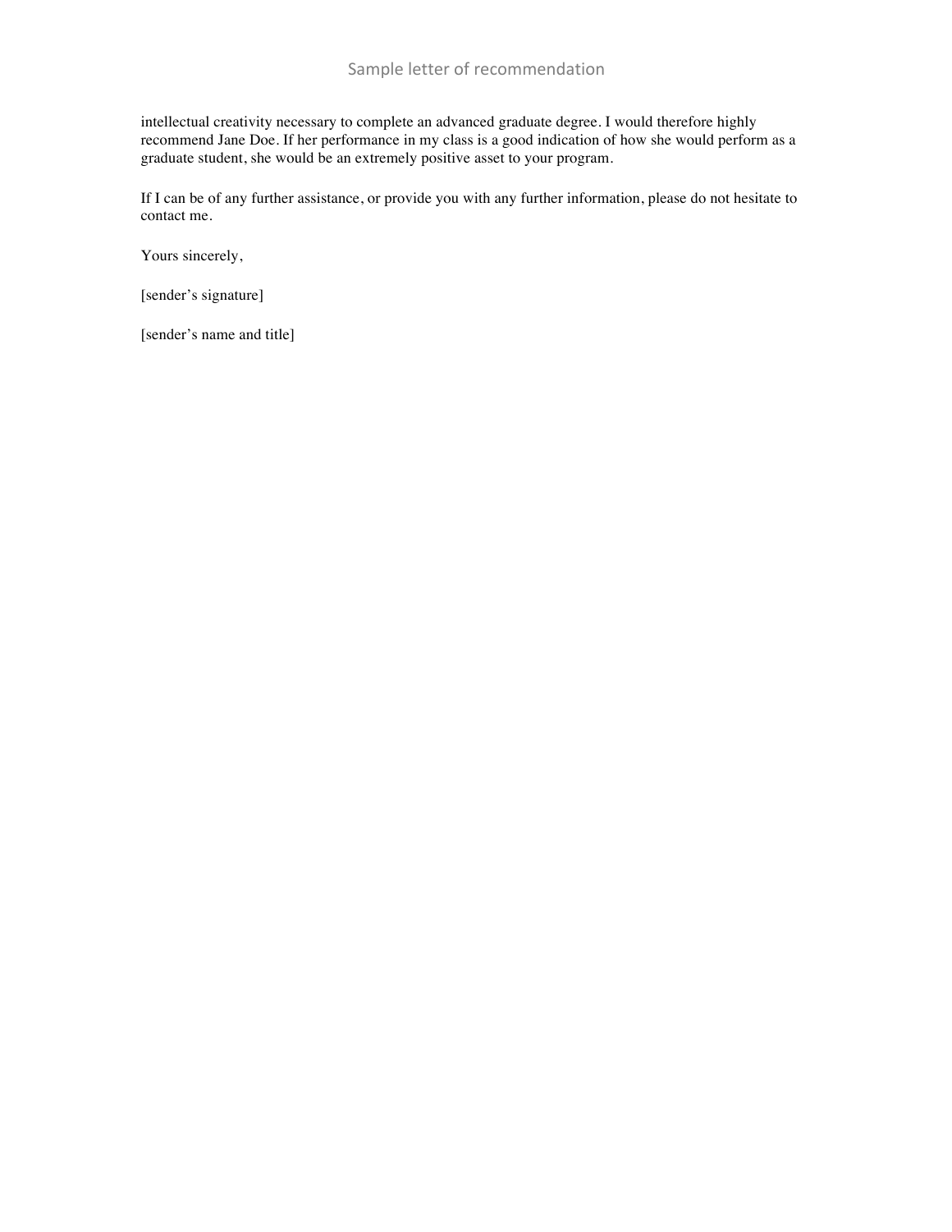intellectual creativity necessary to complete an advanced graduate degree. I would therefore highly recommend Jane Doe. If her performance in my class is a good indication of how she would perform as a graduate student, she would be an extremely positive asset to your program.

If I can be of any further assistance, or provide you with any further information, please do not hesitate to contact me.

Yours sincerely,

[sender's signature]

[sender's name and title]